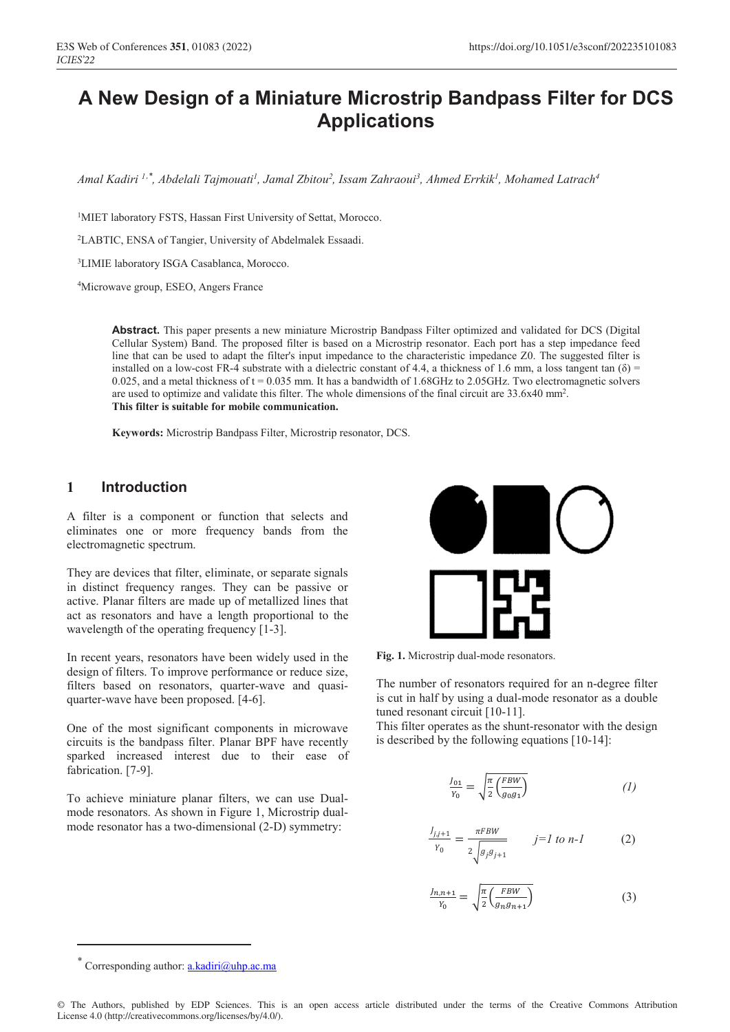# A New Design of a Miniature Microstrip Bandpass Filter for DCS Applications

*Amal Kadiri [1,*], Abdelali Tajmouati[1], Jamal Zbitou[2], Issam Zahraoui[3], Ahmed Errkik[1], Mohamed Latrach[4]*

[1]MIET laboratory FSTS, Hassan First University of Settat, Morocco.

[2]LABTIC, ENSA of Tangier, University of Abdelmalek Essaadi.

[3]LIMIE laboratory ISGA Casablanca, Morocco.

[4]Microwave group, ESEO, Angers France

**Abstract.** This paper presents a new miniature Microstrip Bandpass Filter optimized and validated for DCS (Digital Cellular System) Band. The proposed filter is based on a Microstrip resonator. Each port has a step impedance feed line that can be used to adapt the filter's input impedance to the characteristic impedance Z0. The suggested filter is installed on a low-cost FR-4 substrate with a dielectric constant of 4.4, a thickness of 1.6 mm, a loss tangent tan (δ) = 0.025, and a metal thickness of t = 0.035 mm. It has a bandwidth of 1.68GHz to 2.05GHz. Two electromagnetic solvers are used to optimize and validate this filter. The whole dimensions of the final circuit are 33.6x40 mm$^2$.
**This filter is suitable for mobile communication.**

**Keywords:** Microstrip Bandpass Filter, Microstrip resonator, DCS.

## 1 Introduction

A filter is a component or function that selects and eliminates one or more frequency bands from the electromagnetic spectrum.

They are devices that filter, eliminate, or separate signals in distinct frequency ranges. They can be passive or active. Planar filters are made up of metallized lines that act as resonators and have a length proportional to the wavelength of the operating frequency [1-3].

In recent years, resonators have been widely used in the design of filters. To improve performance or reduce size, filters based on resonators, quarter-wave and quasi-quarter-wave have been proposed. [4-6].

One of the most significant components in microwave circuits is the bandpass filter. Planar BPF have recently sparked increased interest due to their ease of fabrication. [7-9].

To achieve miniature planar filters, we can use Dual-mode resonators. As shown in Figure 1, Microstrip dual-mode resonator has a two-dimensional (2-D) symmetry:

**Fig. 1.** Microstrip dual-mode resonators.

The number of resonators required for an n-degree filter is cut in half by using a dual-mode resonator as a double tuned resonant circuit [10-11].
This filter operates as the shunt-resonator with the design is described by the following equations [10-14]:

$$\frac{J_{01}}{Y_0} = \sqrt{\frac{\pi}{2}\left(\frac{FBW}{g_0 g_1}\right)} \quad (1)$$

$$\frac{J_{j,j+1}}{Y_0} = \frac{\pi FBW}{2\sqrt{g_j g_{j+1}}} \qquad j=1 \text{ to } n-1 \quad (2)$$

$$\frac{J_{n,n+1}}{Y_0} = \sqrt{\frac{\pi}{2}\left(\frac{FBW}{g_n g_{n+1}}\right)} \quad (3)$$

* Corresponding author: a.kadiri@uhp.ac.ma

© The Authors, published by EDP Sciences. This is an open access article distributed under the terms of the Creative Commons Attribution License 4.0 (http://creativecommons.org/licenses/by/4.0/).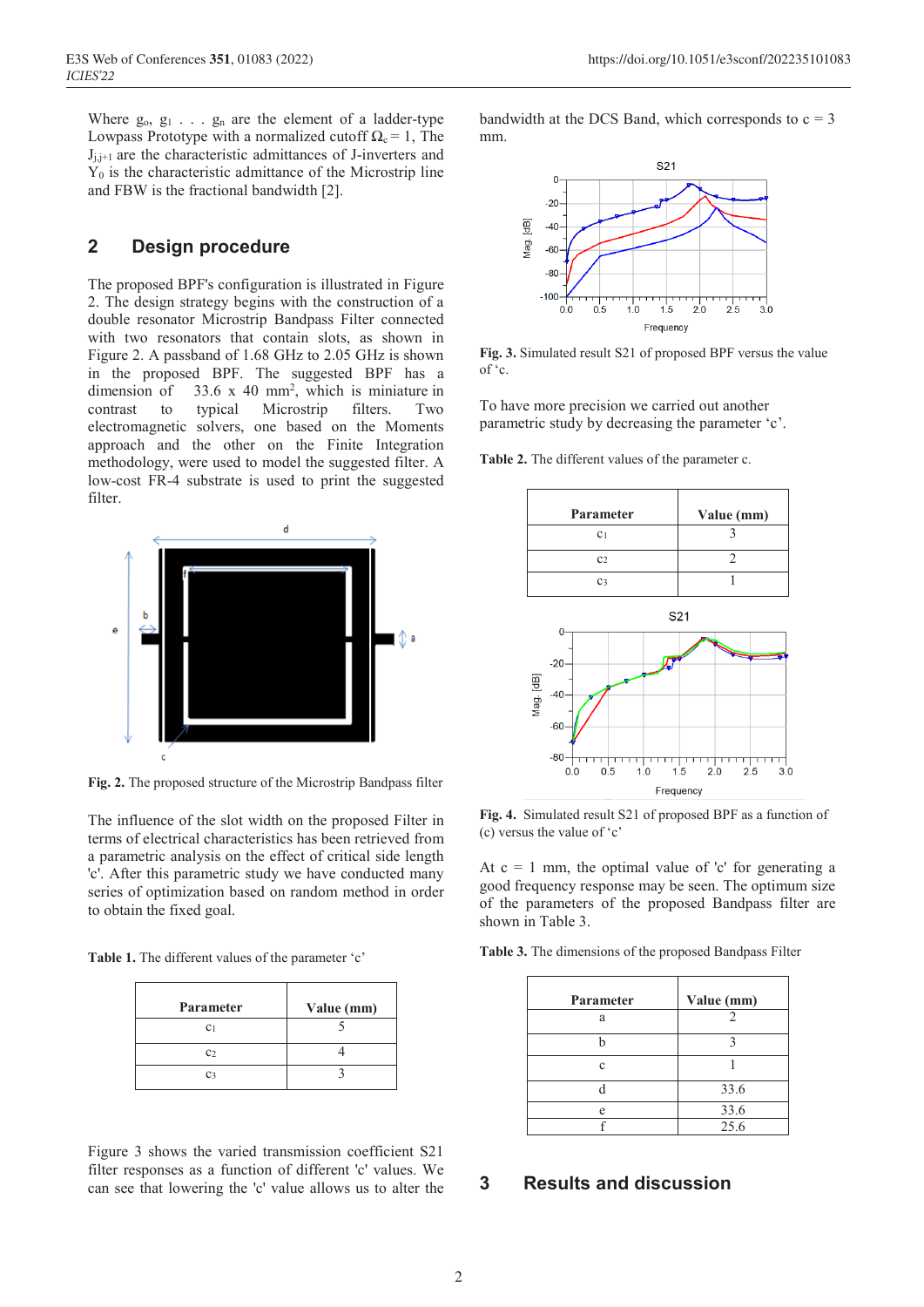Where $g_o$, $g_1$ . . . $g_n$ are the element of a ladder-type Lowpass Prototype with a normalized cutoff $\Omega_c = 1$, The $J_{j,j+1}$ are the characteristic admittances of J-inverters and $Y_0$ is the characteristic admittance of the Microstrip line and FBW is the fractional bandwidth [2].

## 2 Design procedure

The proposed BPF's configuration is illustrated in Figure 2. The design strategy begins with the construction of a double resonator Microstrip Bandpass Filter connected with two resonators that contain slots, as shown in Figure 2. A passband of 1.68 GHz to 2.05 GHz is shown in the proposed BPF. The suggested BPF has a dimension of 33.6 x 40 mm$^2$, which is miniature in contrast to typical Microstrip filters. Two electromagnetic solvers, one based on the Moments approach and the other on the Finite Integration methodology, were used to model the suggested filter. A low-cost FR-4 substrate is used to print the suggested filter.

**Fig. 2.** The proposed structure of the Microstrip Bandpass filter

The influence of the slot width on the proposed Filter in terms of electrical characteristics has been retrieved from a parametric analysis on the effect of critical side length 'c'. After this parametric study we have conducted many series of optimization based on random method in order to obtain the fixed goal.

**Table 1.** The different values of the parameter 'c'

| Parameter | Value (mm) |
|---|---|
| $c_1$ | 5 |
| $c_2$ | 4 |
| $c_3$ | 3 |

Figure 3 shows the varied transmission coefficient S21 filter responses as a function of different 'c' values. We can see that lowering the 'c' value allows us to alter the bandwidth at the DCS Band, which corresponds to c = 3 mm.

**Fig. 3.** Simulated result S21 of proposed BPF versus the value of 'c.

To have more precision we carried out another parametric study by decreasing the parameter 'c'.

**Table 2.** The different values of the parameter c.

| Parameter | Value (mm) |
|---|---|
| $c_1$ | 3 |
| $c_2$ | 2 |
| $c_3$ | 1 |

**Fig. 4.** Simulated result S21 of proposed BPF as a function of (c) versus the value of 'c'

At c = 1 mm, the optimal value of 'c' for generating a good frequency response may be seen. The optimum size of the parameters of the proposed Bandpass filter are shown in Table 3.

**Table 3.** The dimensions of the proposed Bandpass Filter

| Parameter | Value (mm) |
|---|---|
| a | 2 |
| b | 3 |
| c | 1 |
| d | 33.6 |
| e | 33.6 |
| f | 25.6 |

## 3 Results and discussion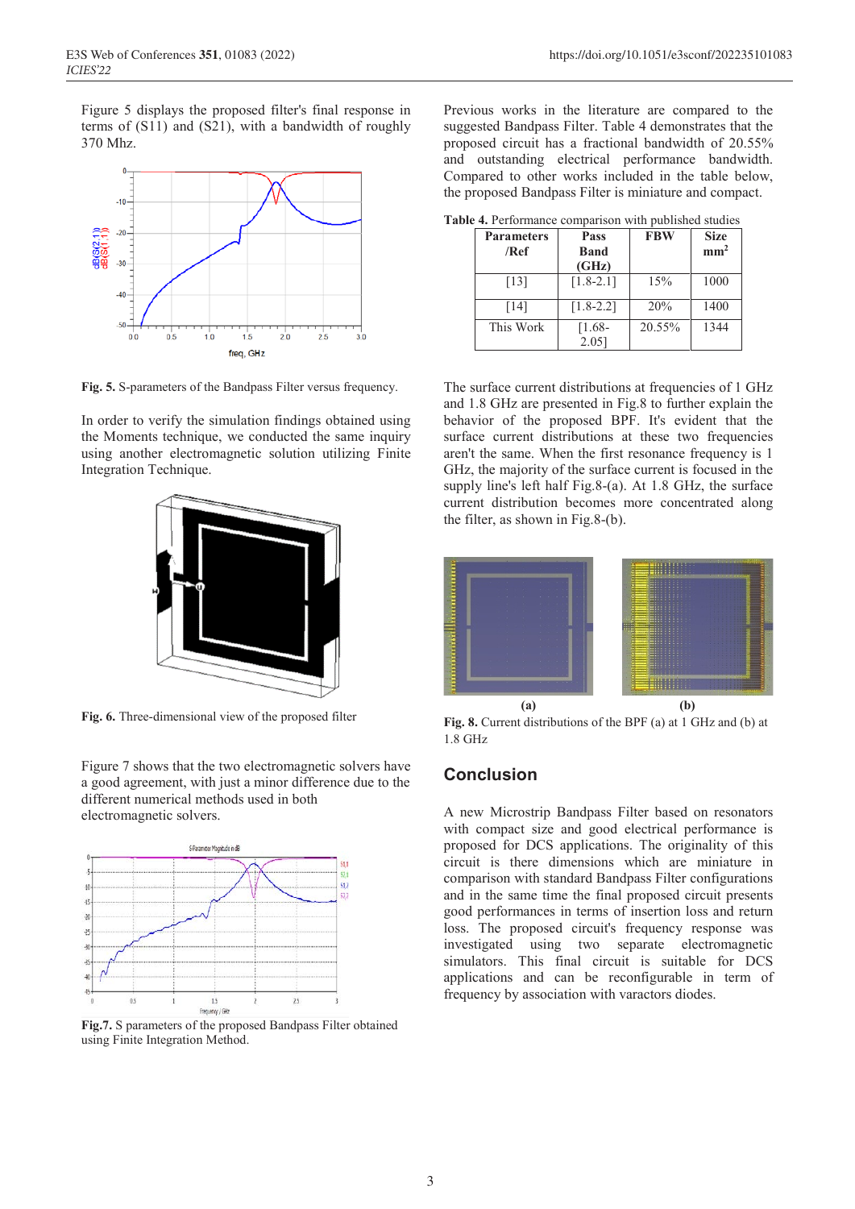Figure 5 displays the proposed filter's final response in terms of (S11) and (S21), with a bandwidth of roughly 370 Mhz.

**Fig. 5.** S-parameters of the Bandpass Filter versus frequency.

In order to verify the simulation findings obtained using the Moments technique, we conducted the same inquiry using another electromagnetic solution utilizing Finite Integration Technique.

**Fig. 6.** Three-dimensional view of the proposed filter

Figure 7 shows that the two electromagnetic solvers have a good agreement, with just a minor difference due to the different numerical methods used in both electromagnetic solvers.

**Fig.7.** S parameters of the proposed Bandpass Filter obtained using Finite Integration Method.

Previous works in the literature are compared to the suggested Bandpass Filter. Table 4 demonstrates that the proposed circuit has a fractional bandwidth of 20.55% and outstanding electrical performance bandwidth. Compared to other works included in the table below, the proposed Bandpass Filter is miniature and compact.

**Table 4.** Performance comparison with published studies

| Parameters /Ref | Pass Band (GHz) | FBW | Size $mm^2$ |
|---|---|---|---|
| [13] | [1.8-2.1] | 15% | 1000 |
| [14] | [1.8-2.2] | 20% | 1400 |
| This Work | [1.68-2.05] | 20.55% | 1344 |

The surface current distributions at frequencies of 1 GHz and 1.8 GHz are presented in Fig.8 to further explain the behavior of the proposed BPF. It's evident that the surface current distributions at these two frequencies aren't the same. When the first resonance frequency is 1 GHz, the majority of the surface current is focused in the supply line's left half Fig.8-(a). At 1.8 GHz, the surface current distribution becomes more concentrated along the filter, as shown in Fig.8-(b).

(a) (b)

**Fig. 8.** Current distributions of the BPF (a) at 1 GHz and (b) at 1.8 GHz

## Conclusion

A new Microstrip Bandpass Filter based on resonators with compact size and good electrical performance is proposed for DCS applications. The originality of this circuit is that there dimensions which are miniature in comparison with standard Bandpass Filter configurations and in the same time the final proposed circuit presents good performances in terms of insertion loss and return loss. The proposed circuit's frequency response was investigated using two separate electromagnetic simulators. This final circuit is suitable for DCS applications and can be reconfigurable in term of frequency by association with varactors diodes.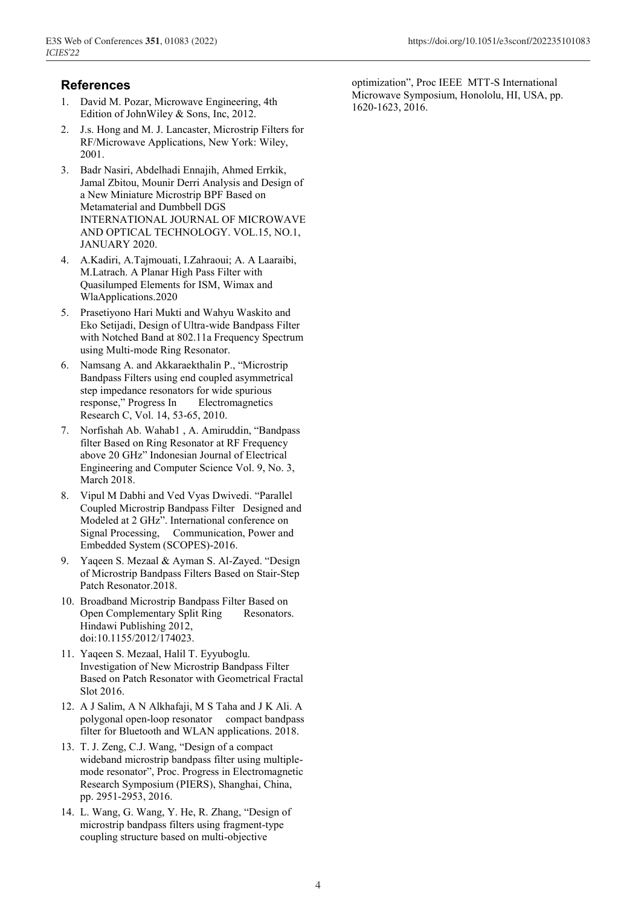## References

1. David M. Pozar, Microwave Engineering, 4th Edition of JohnWiley & Sons, Inc, 2012.
2. J.s. Hong and M. J. Lancaster, Microstrip Filters for RF/Microwave Applications, New York: Wiley, 2001.
3. Badr Nasiri, Abdelhadi Ennajih, Ahmed Errkik, Jamal Zbitou, Mounir Derri Analysis and Design of a New Miniature Microstrip BPF Based on Metamaterial and Dumbbell DGS INTERNATIONAL JOURNAL OF MICROWAVE AND OPTICAL TECHNOLOGY. VOL.15, NO.1, JANUARY 2020.
4. A.Kadiri, A.Tajmouati, I.Zahraoui; A. A Laaraibi, M.Latrach. A Planar High Pass Filter with Quasilumped Elements for ISM, Wimax and WlaApplications.2020
5. Prasetiyono Hari Mukti and Wahyu Waskito and Eko Setijadi, Design of Ultra-wide Bandpass Filter with Notched Band at 802.11a Frequency Spectrum using Multi-mode Ring Resonator.
6. Namsang A. and Akkaraekthalin P., "Microstrip Bandpass Filters using end coupled asymmetrical step impedance resonators for wide spurious response," Progress In Electromagnetics Research C, Vol. 14, 53-65, 2010.
7. Norfishah Ab. Wahab1 , A. Amiruddin, "Bandpass filter Based on Ring Resonator at RF Frequency above 20 GHz" Indonesian Journal of Electrical Engineering and Computer Science Vol. 9, No. 3, March 2018.
8. Vipul M Dabhi and Ved Vyas Dwivedi. "Parallel Coupled Microstrip Bandpass Filter Designed and Modeled at 2 GHz". International conference on Signal Processing, Communication, Power and Embedded System (SCOPES)-2016.
9. Yaqeen S. Mezaal & Ayman S. Al-Zayed. "Design of Microstrip Bandpass Filters Based on Stair-Step Patch Resonator.2018.
10. Broadband Microstrip Bandpass Filter Based on Open Complementary Split Ring Resonators. Hindawi Publishing 2012, doi:10.1155/2012/174023.
11. Yaqeen S. Mezaal, Halil T. Eyyuboglu. Investigation of New Microstrip Bandpass Filter Based on Patch Resonator with Geometrical Fractal Slot 2016.
12. A J Salim, A N Alkhafaji, M S Taha and J K Ali. A polygonal open-loop resonator compact bandpass filter for Bluetooth and WLAN applications. 2018.
13. T. J. Zeng, C.J. Wang, "Design of a compact wideband microstrip bandpass filter using multiple-mode resonator", Proc. Progress in Electromagnetic Research Symposium (PIERS), Shanghai, China, pp. 2951-2953, 2016.
14. L. Wang, G. Wang, Y. He, R. Zhang, "Design of microstrip bandpass filters using fragment-type coupling structure based on multi-objective optimization", Proc IEEE MTT-S International Microwave Symposium, Honololu, HI, USA, pp. 1620-1623, 2016.